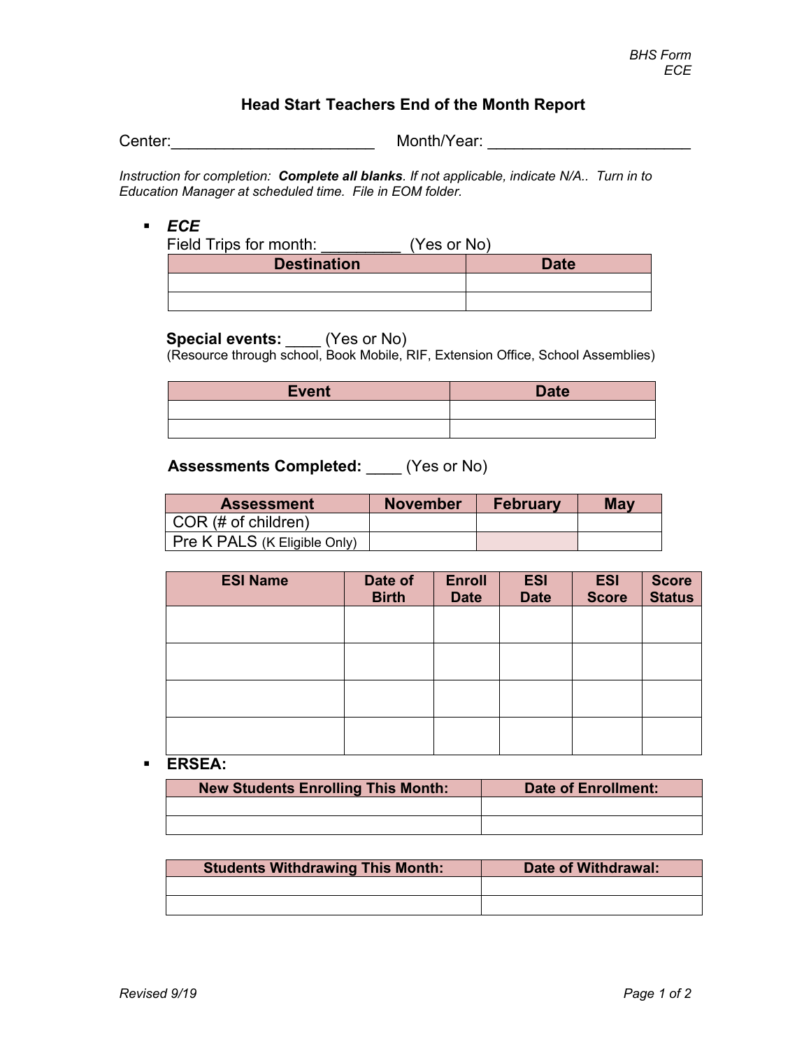BHS Form
ECE

# Head Start Teachers End of the Month Report

Center:_______________________ Month/Year: _______________________

*Instruction for completion: **Complete all blanks**. If not applicable, indicate N/A.. Turn in to Education Manager at scheduled time. File in EOM folder.*

- ***ECE***

Field Trips for month: _________ (Yes or No)

| Destination | Date |
|---|---|
| | |
| | |

**Special events:** ____ (Yes or No)
(Resource through school, Book Mobile, RIF, Extension Office, School Assemblies)

| Event | Date |
|---|---|
| | |
| | |

**Assessments Completed:** ____ (Yes or No)

| Assessment | November | February | May |
|---|---|---|---|
| COR (# of children) | | | |
| Pre K PALS (K Eligible Only) | | | |

| ESI Name | Date of Birth | Enroll Date | ESI Date | ESI Score | Score Status |
|---|---|---|---|---|---|
| | | | | | |
| | | | | | |
| | | | | | |
| | | | | | |

- **ERSEA:**

| New Students Enrolling This Month: | Date of Enrollment: |
|---|---|
| | |
| | |

| Students Withdrawing This Month: | Date of Withdrawal: |
|---|---|
| | |
| | |

*Revised 9/19*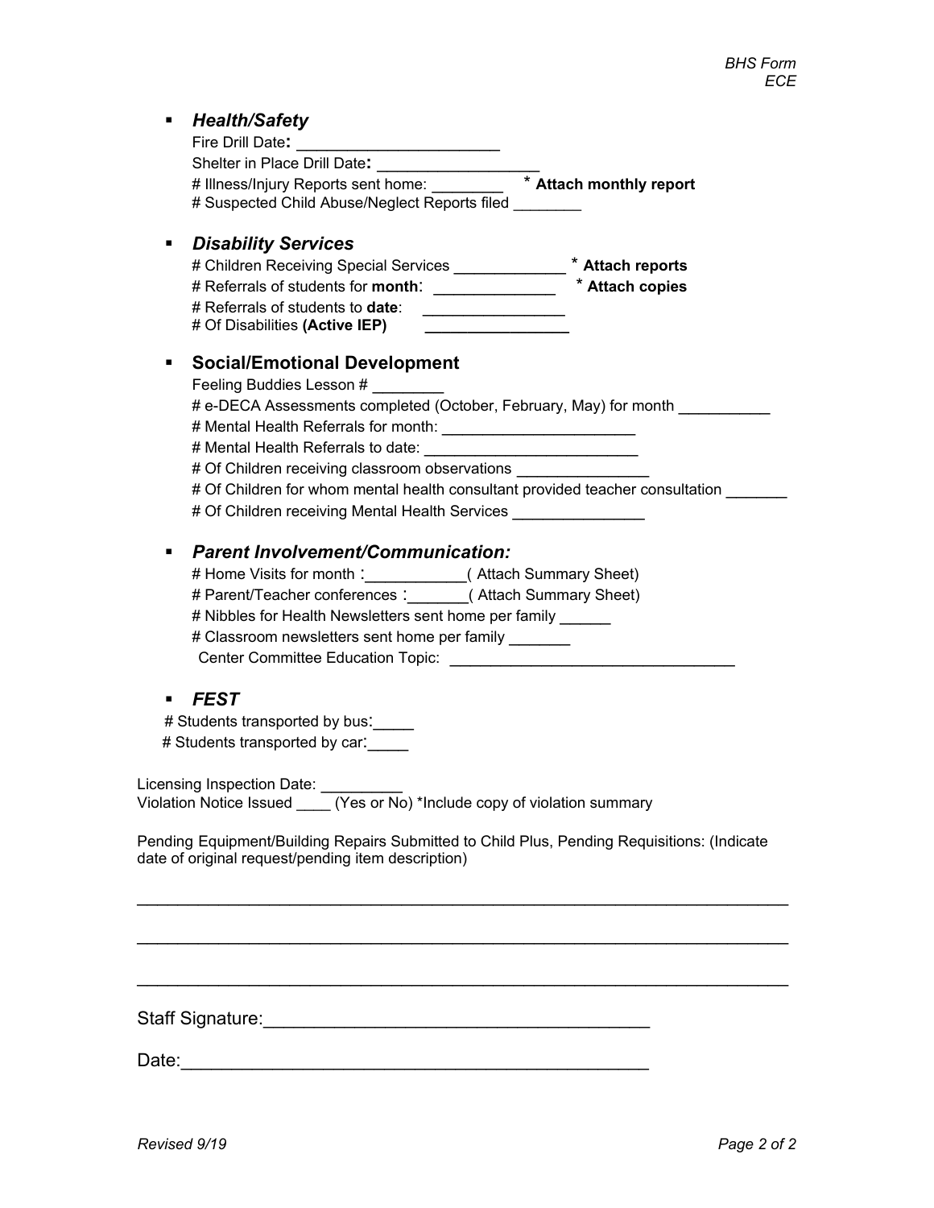- ***Health/Safety***

  Fire Drill Date**:** _______________________

  Shelter in Place Drill Date**:** __________________

  # Illness/Injury Reports sent home: ________ * **Attach monthly report**

  # Suspected Child Abuse/Neglect Reports filed ________

- ***Disability Services***

  # Children Receiving Special Services ____________ * **Attach reports**

  # Referrals of students for **month**: _____________ * **Attach copies**

  # Referrals of students to **date**: ________________

  # Of Disabilities **(Active IEP)** ________________

- **Social/Emotional Development**

  Feeling Buddies Lesson # ________

  # e-DECA Assessments completed (October, February, May) for month __________

  # Mental Health Referrals for month: ______________________

  # Mental Health Referrals to date: ________________________

  # Of Children receiving classroom observations _______________

  # Of Children for whom mental health consultant provided teacher consultation _______

  # Of Children receiving Mental Health Services _______________

- ***Parent Involvement/Communication:***

  # Home Visits for month :___________( Attach Summary Sheet)

  # Parent/Teacher conferences :_______( Attach Summary Sheet)

  # Nibbles for Health Newsletters sent home per family ______

  # Classroom newsletters sent home per family _______

  Center Committee Education Topic: _________________________________

- ***FEST***

  # Students transported by bus:_____

  # Students transported by car:_____

Licensing Inspection Date: _________

Violation Notice Issued ____ (Yes or No) *Include copy of violation summary

Pending Equipment/Building Repairs Submitted to Child Plus, Pending Requisitions: (Indicate date of original request/pending item description)

___________________________________________________________________

___________________________________________________________________

___________________________________________________________________

Staff Signature:_______________________________________

Date:_____________________________________________

Revised 9/19